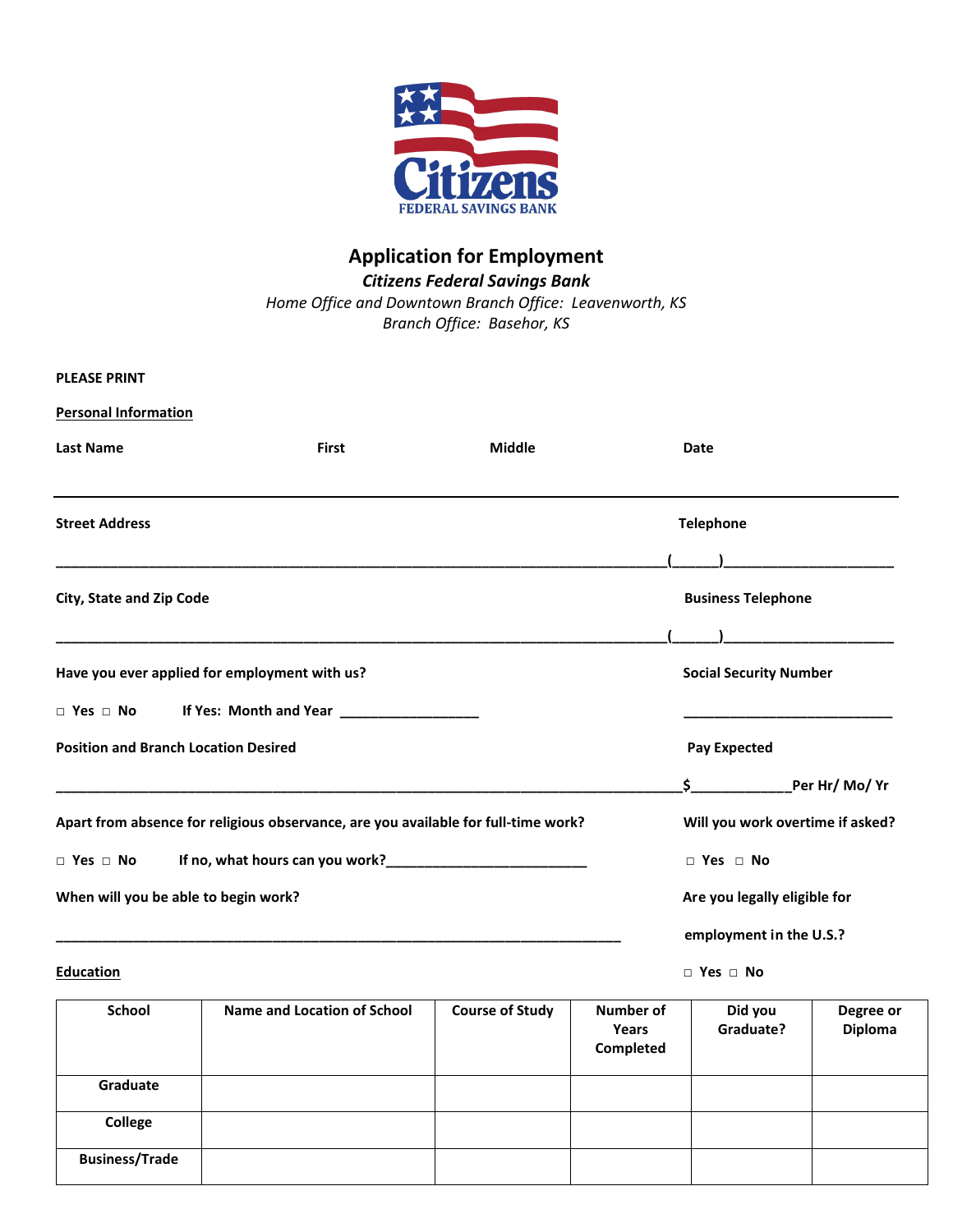# Application for Employment

***Citizens Federal Savings Bank***

*Home Office and Downtown Branch Office: Leavenworth, KS*
*Branch Office: Basehor, KS*

**PLEASE PRINT**

**Personal Information**

**Last Name** **First** **Middle** **Date**

---

**Street Address** **Telephone**

\_\_\_\_\_\_\_\_\_\_\_\_\_\_\_\_\_\_\_\_\_\_\_\_\_\_\_\_\_\_\_\_\_\_\_\_\_\_\_\_\_\_\_\_\_\_\_\_\_\_\_\_\_\_\_\_\_\_\_\_\_\_(\_\_\_\_\_\_)\_\_\_\_\_\_\_\_\_\_\_\_\_\_\_\_\_\_\_\_

**City, State and Zip Code** **Business Telephone**

\_\_\_\_\_\_\_\_\_\_\_\_\_\_\_\_\_\_\_\_\_\_\_\_\_\_\_\_\_\_\_\_\_\_\_\_\_\_\_\_\_\_\_\_\_\_\_\_\_\_\_\_\_\_\_\_\_\_\_\_\_\_(\_\_\_\_\_\_)\_\_\_\_\_\_\_\_\_\_\_\_\_\_\_\_\_\_\_\_

**Have you ever applied for employment with us?** **Social Security Number**

□ **Yes** □ **No** **If Yes: Month and Year** \_\_\_\_\_\_\_\_\_\_\_\_\_\_\_\_\_ \_\_\_\_\_\_\_\_\_\_\_\_\_\_\_\_\_\_\_\_\_\_\_\_\_\_

**Position and Branch Location Desired** **Pay Expected**

\_\_\_\_\_\_\_\_\_\_\_\_\_\_\_\_\_\_\_\_\_\_\_\_\_\_\_\_\_\_\_\_\_\_\_\_\_\_\_\_\_\_\_\_\_\_\_\_\_\_\_\_\_\_\_\_\_\_\_\_\_\_\_\_**$**\_\_\_\_\_\_\_\_\_\_\_\_**Per Hr/ Mo/ Yr**

**Apart from absence for religious observance, are you available for full-time work?** **Will you work overtime if asked?**

□ **Yes** □ **No** **If no, what hours can you work?**\_\_\_\_\_\_\_\_\_\_\_\_\_\_\_\_\_\_\_\_\_\_\_\_\_\_ □ **Yes** □ **No**

**When will you be able to begin work?** **Are you legally eligible for employment in the U.S.?**

\_\_\_\_\_\_\_\_\_\_\_\_\_\_\_\_\_\_\_\_\_\_\_\_\_\_\_\_\_\_\_\_\_\_\_\_\_\_\_\_\_\_\_\_\_\_\_\_\_\_\_\_\_\_\_\_\_\_\_\_\_\_\_ □ **Yes** □ **No**

**Education**

| School | Name and Location of School | Course of Study | Number of Years Completed | Did you Graduate? | Degree or Diploma |
|---|---|---|---|---|---|
| Graduate | | | | | |
| College | | | | | |
| Business/Trade | | | | | |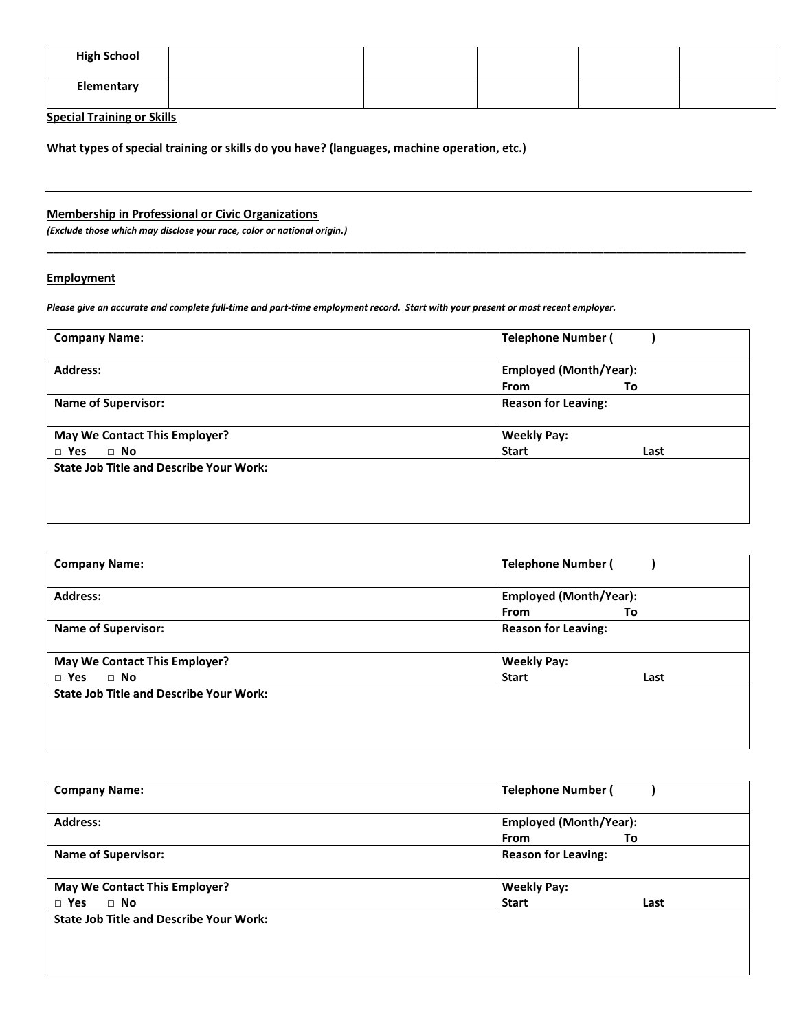| | | | | | |
|---|---|---|---|---|---|
| **High School** | | | | | |
| **Elementary** | | | | | |

**Special Training or Skills**

**What types of special training or skills do you have? (languages, machine operation, etc.)**

---

**Membership in Professional or Civic Organizations**

***(Exclude those which may disclose your race, color or national origin.)***

---

**Employment**

***Please give an accurate and complete full-time and part-time employment record. Start with your present or most recent employer.***

| | |
|---|---|
| **Company Name:** | **Telephone Number (        )** |
| **Address:** | **Employed (Month/Year):**<br>**From                    To** |
| **Name of Supervisor:** | **Reason for Leaving:** |
| **May We Contact This Employer?**<br>**□ Yes    □ No** | **Weekly Pay:**<br>**Start                    Last** |
| **State Job Title and Describe Your Work:** | |

| | |
|---|---|
| **Company Name:** | **Telephone Number (        )** |
| **Address:** | **Employed (Month/Year):**<br>**From                    To** |
| **Name of Supervisor:** | **Reason for Leaving:** |
| **May We Contact This Employer?**<br>**□ Yes    □ No** | **Weekly Pay:**<br>**Start                    Last** |
| **State Job Title and Describe Your Work:** | |

| | |
|---|---|
| **Company Name:** | **Telephone Number (        )** |
| **Address:** | **Employed (Month/Year):**<br>**From                    To** |
| **Name of Supervisor:** | **Reason for Leaving:** |
| **May We Contact This Employer?**<br>**□ Yes    □ No** | **Weekly Pay:**<br>**Start                    Last** |
| **State Job Title and Describe Your Work:** | |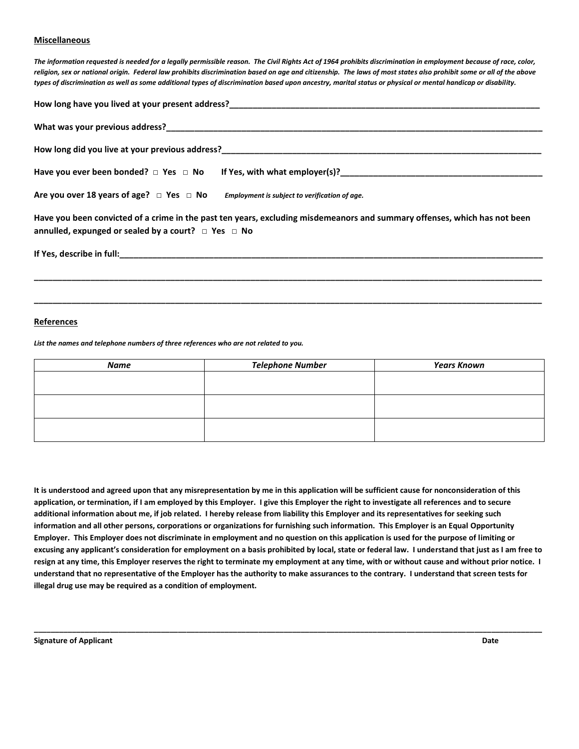## Miscellaneous

***The information requested is needed for a legally permissible reason. The Civil Rights Act of 1964 prohibits discrimination in employment because of race, color, religion, sex or national origin. Federal law prohibits discrimination based on age and citizenship. The laws of most states also prohibit some or all of the above types of discrimination as well as some additional types of discrimination based upon ancestry, marital status or physical or mental handicap or disability.***

**How long have you lived at your present address?**_______________________________________________

**What was your previous address?**_______________________________________________

**How long did you live at your previous address?**_______________________________________________

**Have you ever been bonded?** □ **Yes** □ **No** **If Yes, with what employer(s)?**_______________________________

**Are you over 18 years of age?** □ **Yes** □ **No** ***Employment is subject to verification of age.***

**Have you been convicted of a crime in the past ten years, excluding misdemeanors and summary offenses, which has not been annulled, expunged or sealed by a court?** □ **Yes** □ **No**

**If Yes, describe in full:**_______________________________________________

_______________________________________________

_______________________________________________

## References

***List the names and telephone numbers of three references who are not related to you.***

| ***Name*** | ***Telephone Number*** | ***Years Known*** |
|---|---|---|
| | | |
| | | |
| | | |

**It is understood and agreed upon that any misrepresentation by me in this application will be sufficient cause for nonconsideration of this application, or termination, if I am employed by this Employer. I give this Employer the right to investigate all references and to secure additional information about me, if job related. I hereby release from liability this Employer and its representatives for seeking such information and all other persons, corporations or organizations for furnishing such information. This Employer is an Equal Opportunity Employer. This Employer does not discriminate in employment and no question on this application is used for the purpose of limiting or excusing any applicant's consideration for employment on a basis prohibited by local, state or federal law. I understand that just as I am free to resign at any time, this Employer reserves the right to terminate my employment at any time, with or without cause and without prior notice. I understand that no representative of the Employer has the authority to make assurances to the contrary. I understand that screen tests for illegal drug use may be required as a condition of employment.**

_______________________________________________

**Signature of Applicant** **Date**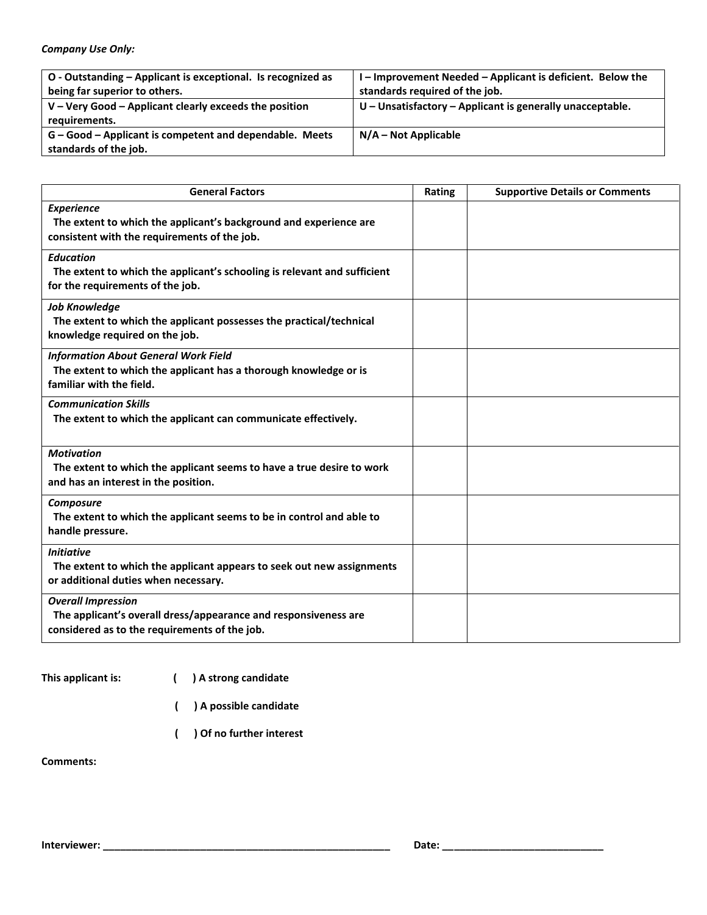*Company Use Only:*

| | |
|---|---|
| **O - Outstanding – Applicant is exceptional. Is recognized as being far superior to others.** | **I – Improvement Needed – Applicant is deficient. Below the standards required of the job.** |
| **V – Very Good – Applicant clearly exceeds the position requirements.** | **U – Unsatisfactory – Applicant is generally unacceptable.** |
| **G – Good – Applicant is competent and dependable. Meets standards of the job.** | **N/A – Not Applicable** |

| General Factors | Rating | Supportive Details or Comments |
|---|---|---|
| ***Experience*** **The extent to which the applicant's background and experience are consistent with the requirements of the job.** | | |
| ***Education*** **The extent to which the applicant's schooling is relevant and sufficient for the requirements of the job.** | | |
| ***Job Knowledge*** **The extent to which the applicant possesses the practical/technical knowledge required on the job.** | | |
| ***Information About General Work Field*** **The extent to which the applicant has a thorough knowledge or is familiar with the field.** | | |
| ***Communication Skills*** **The extent to which the applicant can communicate effectively.** | | |
| ***Motivation*** **The extent to which the applicant seems to have a true desire to work and has an interest in the position.** | | |
| ***Composure*** **The extent to which the applicant seems to be in control and able to handle pressure.** | | |
| ***Initiative*** **The extent to which the applicant appears to seek out new assignments or additional duties when necessary.** | | |
| ***Overall Impression*** **The applicant's overall dress/appearance and responsiveness are considered as to the requirements of the job.** | | |

**This applicant is:** **( ) A strong candidate**

**( ) A possible candidate**

**( ) Of no further interest**

**Comments:**

**Interviewer: \_\_\_\_\_\_\_\_\_\_\_\_\_\_\_\_\_\_\_\_\_\_\_\_\_\_\_\_\_\_\_\_\_\_\_\_\_\_\_\_\_\_\_\_\_\_\_\_\_\_\_\_ Date: \_\_\_\_\_\_\_\_\_\_\_\_\_\_\_\_\_\_\_\_\_\_\_\_\_\_\_\_\_\_**